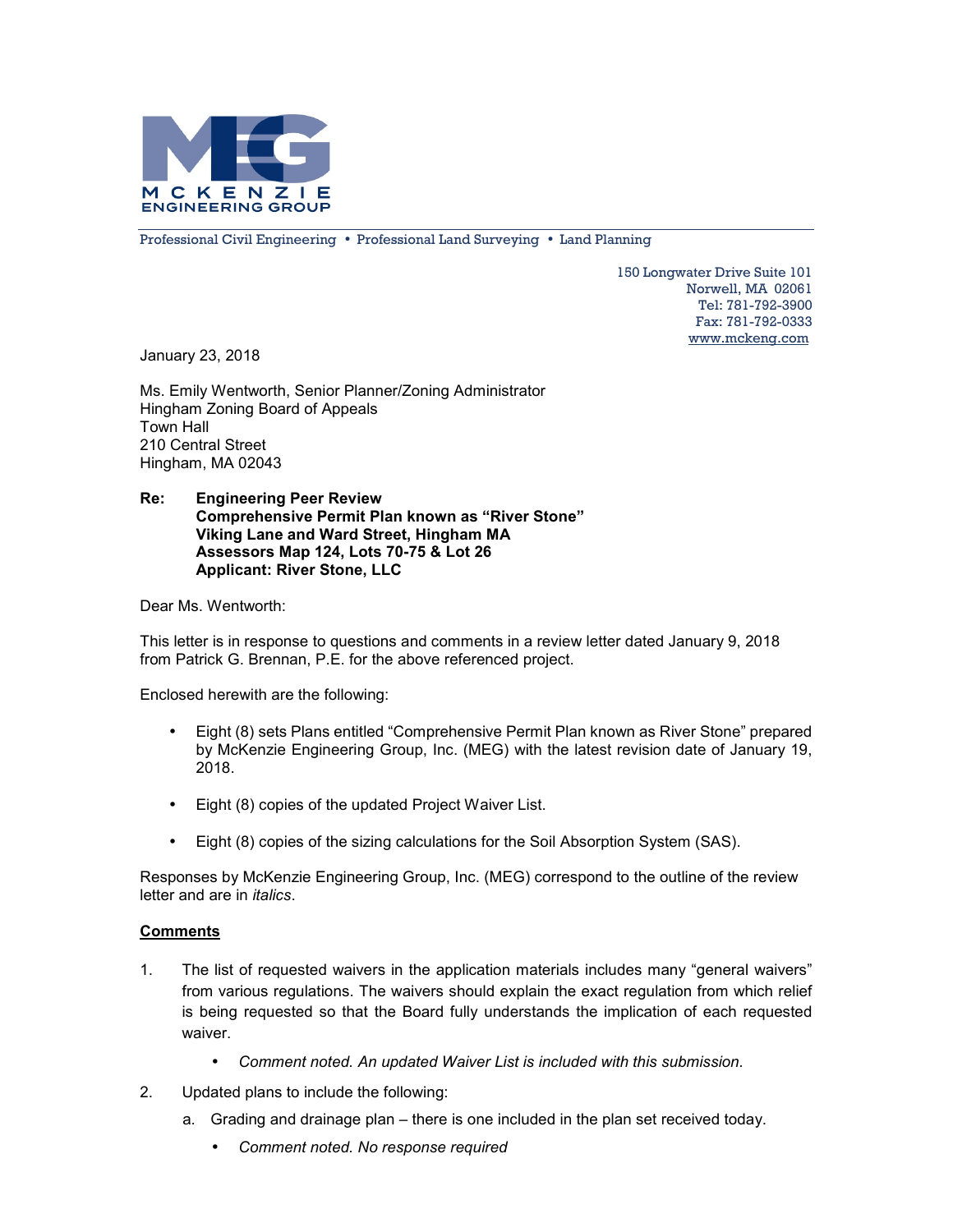**MCKENZIE ENGINEERING GROUP**

Professional Civil Engineering • Professional Land Surveying • Land Planning

150 Longwater Drive Suite 101
Norwell, MA 02061
Tel: 781-792-3900
Fax: 781-792-0333
www.mckeng.com

January 23, 2018

Ms. Emily Wentworth, Senior Planner/Zoning Administrator
Hingham Zoning Board of Appeals
Town Hall
210 Central Street
Hingham, MA 02043

**Re: Engineering Peer Review**
**Comprehensive Permit Plan known as "River Stone"**
**Viking Lane and Ward Street, Hingham MA**
**Assessors Map 124, Lots 70-75 & Lot 26**
**Applicant: River Stone, LLC**

Dear Ms. Wentworth:

This letter is in response to questions and comments in a review letter dated January 9, 2018 from Patrick G. Brennan, P.E. for the above referenced project.

Enclosed herewith are the following:

- Eight (8) sets Plans entitled "Comprehensive Permit Plan known as River Stone" prepared by McKenzie Engineering Group, Inc. (MEG) with the latest revision date of January 19, 2018.
- Eight (8) copies of the updated Project Waiver List.
- Eight (8) copies of the sizing calculations for the Soil Absorption System (SAS).

Responses by McKenzie Engineering Group, Inc. (MEG) correspond to the outline of the review letter and are in *italics*.

__Comments__

1. The list of requested waivers in the application materials includes many "general waivers" from various regulations. The waivers should explain the exact regulation from which relief is being requested so that the Board fully understands the implication of each requested waiver.
   - *Comment noted. An updated Waiver List is included with this submission.*
2. Updated plans to include the following:
   a. Grading and drainage plan – there is one included in the plan set received today.
      - *Comment noted. No response required*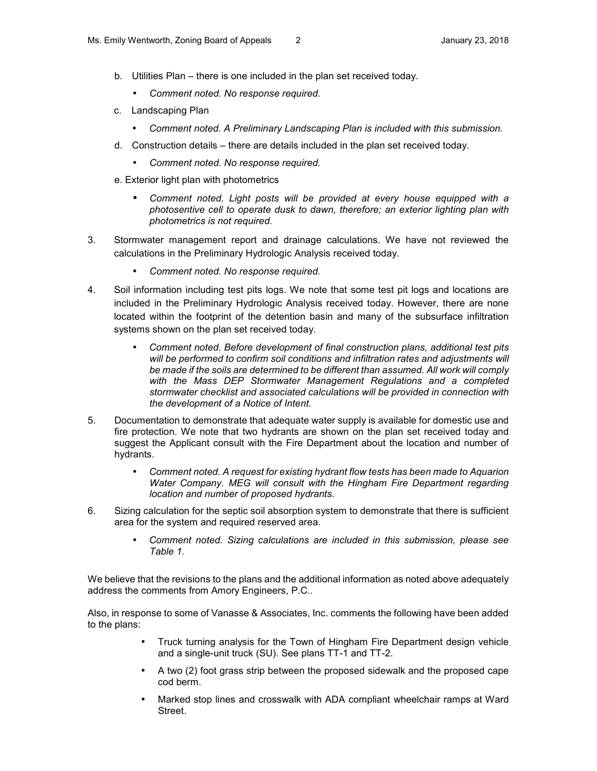b. Utilities Plan – there is one included in the plan set received today.

- *Comment noted. No response required.*

c. Landscaping Plan

- *Comment noted. A Preliminary Landscaping Plan is included with this submission.*

d. Construction details – there are details included in the plan set received today.

- *Comment noted. No response required.*

e. Exterior light plan with photometrics

- *Comment noted. Light posts will be provided at every house equipped with a photosentive cell to operate dusk to dawn, therefore; an exterior lighting plan with photometrics is not required.*

3. Stormwater management report and drainage calculations. We have not reviewed the calculations in the Preliminary Hydrologic Analysis received today.

   - *Comment noted. No response required.*

4. Soil information including test pits logs. We note that some test pit logs and locations are included in the Preliminary Hydrologic Analysis received today. However, there are none located within the footprint of the detention basin and many of the subsurface infiltration systems shown on the plan set received today.

   - *Comment noted. Before development of final construction plans, additional test pits will be performed to confirm soil conditions and infiltration rates and adjustments will be made if the soils are determined to be different than assumed. All work will comply with the Mass DEP Stormwater Management Regulations and a completed stormwater checklist and associated calculations will be provided in connection with the development of a Notice of Intent.*

5. Documentation to demonstrate that adequate water supply is available for domestic use and fire protection. We note that two hydrants are shown on the plan set received today and suggest the Applicant consult with the Fire Department about the location and number of hydrants.

   - *Comment noted. A request for existing hydrant flow tests has been made to Aquarion Water Company. MEG will consult with the Hingham Fire Department regarding location and number of proposed hydrants.*

6. Sizing calculation for the septic soil absorption system to demonstrate that there is sufficient area for the system and required reserved area.

   - *Comment noted. Sizing calculations are included in this submission, please see Table 1.*

We believe that the revisions to the plans and the additional information as noted above adequately address the comments from Amory Engineers, P.C..

Also, in response to some of Vanasse & Associates, Inc. comments the following have been added to the plans:

- Truck turning analysis for the Town of Hingham Fire Department design vehicle and a single-unit truck (SU). See plans TT-1 and TT-2.
- A two (2) foot grass strip between the proposed sidewalk and the proposed cape cod berm.
- Marked stop lines and crosswalk with ADA compliant wheelchair ramps at Ward Street.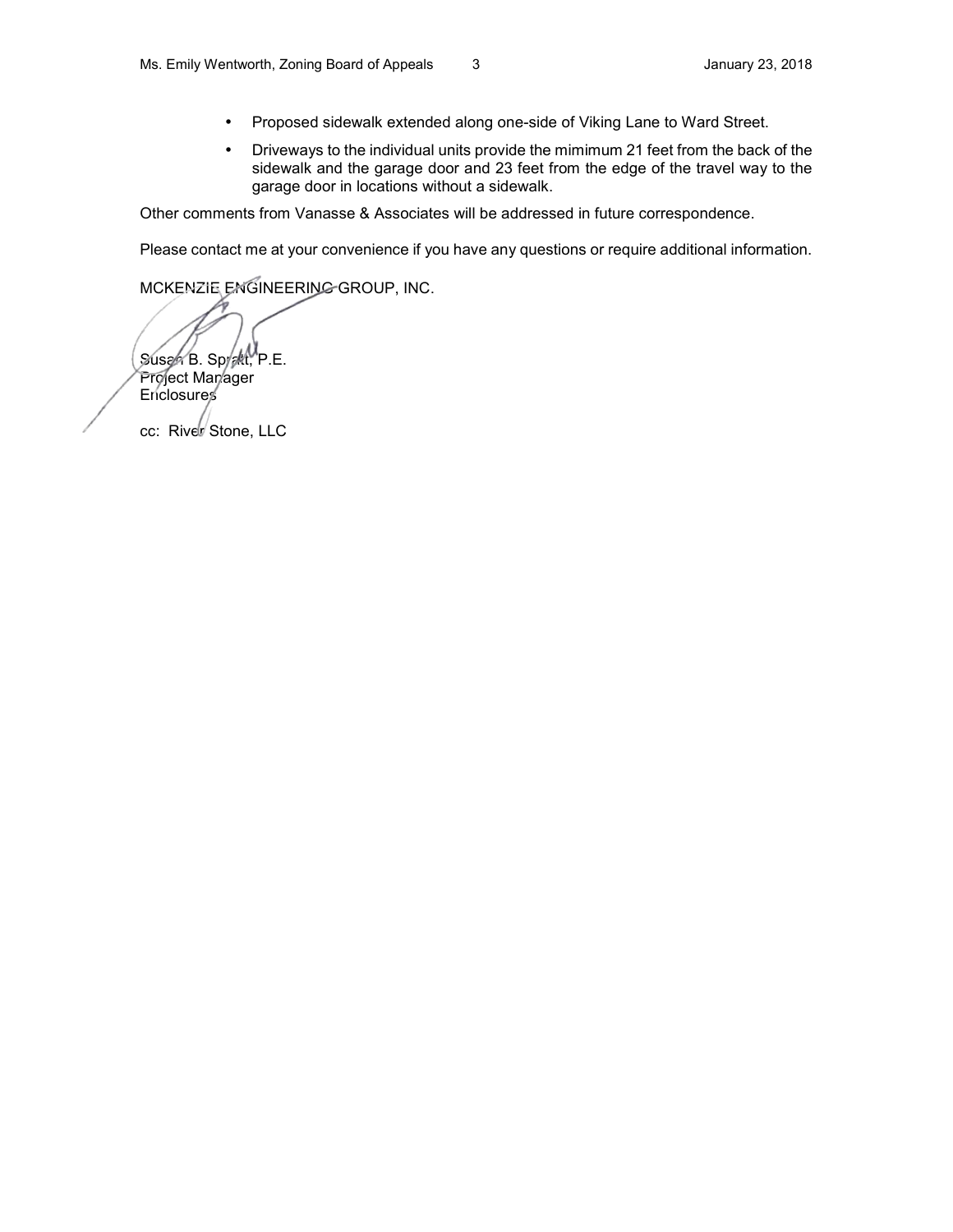- Proposed sidewalk extended along one-side of Viking Lane to Ward Street.
- Driveways to the individual units provide the mimimum 21 feet from the back of the sidewalk and the garage door and 23 feet from the edge of the travel way to the garage door in locations without a sidewalk.

Other comments from Vanasse & Associates will be addressed in future correspondence.

Please contact me at your convenience if you have any questions or require additional information.

MCKENZIE ENGINEERING GROUP, INC.

Susan B. Spratt, P.E.
Project Manager
Enclosures

cc: River Stone, LLC